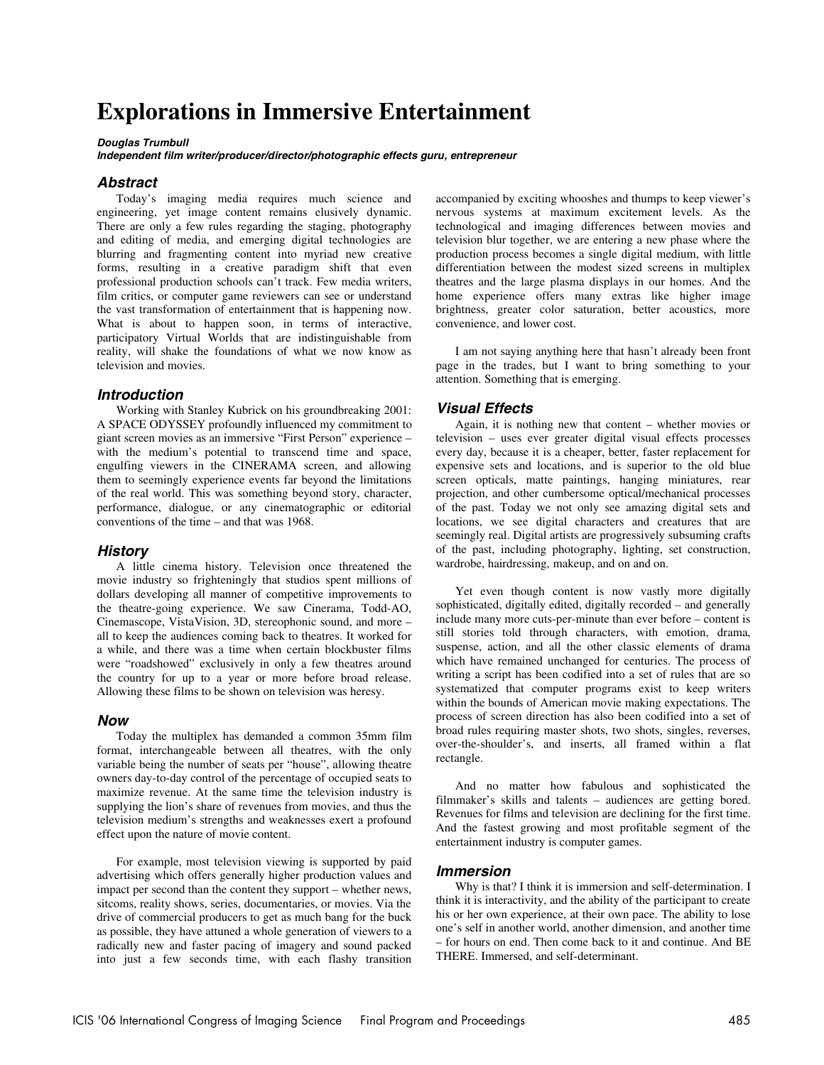# Explorations in Immersive Entertainment

***Douglas Trumbull***
***Independent film writer/producer/director/photographic effects guru, entrepreneur***

## Abstract

Today's imaging media requires much science and engineering, yet image content remains elusively dynamic. There are only a few rules regarding the staging, photography and editing of media, and emerging digital technologies are blurring and fragmenting content into myriad new creative forms, resulting in a creative paradigm shift that even professional production schools can't track. Few media writers, film critics, or computer game reviewers can see or understand the vast transformation of entertainment that is happening now. What is about to happen soon, in terms of interactive, participatory Virtual Worlds that are indistinguishable from reality, will shake the foundations of what we now know as television and movies.

## Introduction

Working with Stanley Kubrick on his groundbreaking 2001: A SPACE ODYSSEY profoundly influenced my commitment to giant screen movies as an immersive "First Person" experience – with the medium's potential to transcend time and space, engulfing viewers in the CINERAMA screen, and allowing them to seemingly experience events far beyond the limitations of the real world. This was something beyond story, character, performance, dialogue, or any cinematographic or editorial conventions of the time – and that was 1968.

## History

A little cinema history. Television once threatened the movie industry so frighteningly that studios spent millions of dollars developing all manner of competitive improvements to the theatre-going experience. We saw Cinerama, Todd-AO, Cinemascope, VistaVision, 3D, stereophonic sound, and more – all to keep the audiences coming back to theatres. It worked for a while, and there was a time when certain blockbuster films were "roadshowed" exclusively in only a few theatres around the country for up to a year or more before broad release. Allowing these films to be shown on television was heresy.

## Now

Today the multiplex has demanded a common 35mm film format, interchangeable between all theatres, with the only variable being the number of seats per "house", allowing theatre owners day-to-day control of the percentage of occupied seats to maximize revenue. At the same time the television industry is supplying the lion's share of revenues from movies, and thus the television medium's strengths and weaknesses exert a profound effect upon the nature of movie content.

For example, most television viewing is supported by paid advertising which offers generally higher production values and impact per second than the content they support – whether news, sitcoms, reality shows, series, documentaries, or movies. Via the drive of commercial producers to get as much bang for the buck as possible, they have attuned a whole generation of viewers to a radically new and faster pacing of imagery and sound packed into just a few seconds time, with each flashy transition accompanied by exciting whooshes and thumps to keep viewer's nervous systems at maximum excitement levels. As the technological and imaging differences between movies and television blur together, we are entering a new phase where the production process becomes a single digital medium, with little differentiation between the modest sized screens in multiplex theatres and the large plasma displays in our homes. And the home experience offers many extras like higher image brightness, greater color saturation, better acoustics, more convenience, and lower cost.

I am not saying anything here that hasn't already been front page in the trades, but I want to bring something to your attention. Something that is emerging.

## Visual Effects

Again, it is nothing new that content – whether movies or television – uses ever greater digital visual effects processes every day, because it is a cheaper, better, faster replacement for expensive sets and locations, and is superior to the old blue screen opticals, matte paintings, hanging miniatures, rear projection, and other cumbersome optical/mechanical processes of the past. Today we not only see amazing digital sets and locations, we see digital characters and creatures that are seemingly real. Digital artists are progressively subsuming crafts of the past, including photography, lighting, set construction, wardrobe, hairdressing, makeup, and on and on.

Yet even though content is now vastly more digitally sophisticated, digitally edited, digitally recorded – and generally include many more cuts-per-minute than ever before – content is still stories told through characters, with emotion, drama, suspense, action, and all the other classic elements of drama which have remained unchanged for centuries. The process of writing a script has been codified into a set of rules that are so systematized that computer programs exist to keep writers within the bounds of American movie making expectations. The process of screen direction has also been codified into a set of broad rules requiring master shots, two shots, singles, reverses, over-the-shoulder's, and inserts, all framed within a flat rectangle.

And no matter how fabulous and sophisticated the filmmaker's skills and talents – audiences are getting bored. Revenues for films and television are declining for the first time. And the fastest growing and most profitable segment of the entertainment industry is computer games.

## Immersion

Why is that? I think it is immersion and self-determination. I think it is interactivity, and the ability of the participant to create his or her own experience, at their own pace. The ability to lose one's self in another world, another dimension, and another time – for hours on end. Then come back to it and continue. And BE THERE. Immersed, and self-determinant.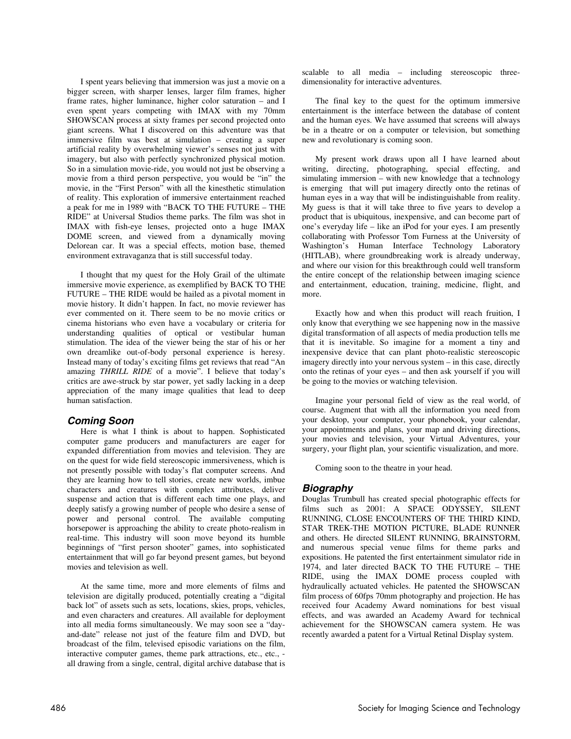I spent years believing that immersion was just a movie on a bigger screen, with sharper lenses, larger film frames, higher frame rates, higher luminance, higher color saturation – and I even spent years competing with IMAX with my 70mm SHOWSCAN process at sixty frames per second projected onto giant screens. What I discovered on this adventure was that immersive film was best at simulation – creating a super artificial reality by overwhelming viewer's senses not just with imagery, but also with perfectly synchronized physical motion. So in a simulation movie-ride, you would not just be observing a movie from a third person perspective, you would be "in" the movie, in the "First Person" with all the kinesthetic stimulation of reality. This exploration of immersive entertainment reached a peak for me in 1989 with "BACK TO THE FUTURE – THE RIDE" at Universal Studios theme parks. The film was shot in IMAX with fish-eye lenses, projected onto a huge IMAX DOME screen, and viewed from a dynamically moving Delorean car. It was a special effects, motion base, themed environment extravaganza that is still successful today.

I thought that my quest for the Holy Grail of the ultimate immersive movie experience, as exemplified by BACK TO THE FUTURE – THE RIDE would be hailed as a pivotal moment in movie history. It didn't happen. In fact, no movie reviewer has ever commented on it. There seem to be no movie critics or cinema historians who even have a vocabulary or criteria for understanding qualities of optical or vestibular human stimulation. The idea of the viewer being the star of his or her own dreamlike out-of-body personal experience is heresy. Instead many of today's exciting films get reviews that read "An amazing *THRILL RIDE* of a movie". I believe that today's critics are awe-struck by star power, yet sadly lacking in a deep appreciation of the many image qualities that lead to deep human satisfaction.

## Coming Soon

Here is what I think is about to happen. Sophisticated computer game producers and manufacturers are eager for expanded differentiation from movies and television. They are on the quest for wide field stereoscopic immersiveness, which is not presently possible with today's flat computer screens. And they are learning how to tell stories, create new worlds, imbue characters and creatures with complex attributes, deliver suspense and action that is different each time one plays, and deeply satisfy a growing number of people who desire a sense of power and personal control. The available computing horsepower is approaching the ability to create photo-realism in real-time. This industry will soon move beyond its humble beginnings of "first person shooter" games, into sophisticated entertainment that will go far beyond present games, but beyond movies and television as well.

At the same time, more and more elements of films and television are digitally produced, potentially creating a "digital back lot" of assets such as sets, locations, skies, props, vehicles, and even characters and creatures. All available for deployment into all media forms simultaneously. We may soon see a "day-and-date" release not just of the feature film and DVD, but broadcast of the film, televised episodic variations on the film, interactive computer games, theme park attractions, etc., etc., - all drawing from a single, central, digital archive database that is scalable to all media – including stereoscopic three-dimensionality for interactive adventures.

The final key to the quest for the optimum immersive entertainment is the interface between the database of content and the human eyes. We have assumed that screens will always be in a theatre or on a computer or television, but something new and revolutionary is coming soon.

My present work draws upon all I have learned about writing, directing, photographing, special effecting, and simulating immersion – with new knowledge that a technology is emerging that will put imagery directly onto the retinas of human eyes in a way that will be indistinguishable from reality. My guess is that it will take three to five years to develop a product that is ubiquitous, inexpensive, and can become part of one's everyday life – like an iPod for your eyes. I am presently collaborating with Professor Tom Furness at the University of Washington's Human Interface Technology Laboratory (HITLAB), where groundbreaking work is already underway, and where our vision for this breakthrough could well transform the entire concept of the relationship between imaging science and entertainment, education, training, medicine, flight, and more.

Exactly how and when this product will reach fruition, I only know that everything we see happening now in the massive digital transformation of all aspects of media production tells me that it is inevitable. So imagine for a moment a tiny and inexpensive device that can plant photo-realistic stereoscopic imagery directly into your nervous system – in this case, directly onto the retinas of your eyes – and then ask yourself if you will be going to the movies or watching television.

Imagine your personal field of view as the real world, of course. Augment that with all the information you need from your desktop, your computer, your phonebook, your calendar, your appointments and plans, your map and driving directions, your movies and television, your Virtual Adventures, your surgery, your flight plan, your scientific visualization, and more.

Coming soon to the theatre in your head.

## Biography

Douglas Trumbull has created special photographic effects for films such as 2001: A SPACE ODYSSEY, SILENT RUNNING, CLOSE ENCOUNTERS OF THE THIRD KIND, STAR TREK-THE MOTION PICTURE, BLADE RUNNER and others. He directed SILENT RUNNING, BRAINSTORM, and numerous special venue films for theme parks and expositions. He patented the first entertainment simulator ride in 1974, and later directed BACK TO THE FUTURE – THE RIDE, using the IMAX DOME process coupled with hydraulically actuated vehicles. He patented the SHOWSCAN film process of 60fps 70mm photography and projection. He has received four Academy Award nominations for best visual effects, and was awarded an Academy Award for technical achievement for the SHOWSCAN camera system. He was recently awarded a patent for a Virtual Retinal Display system.